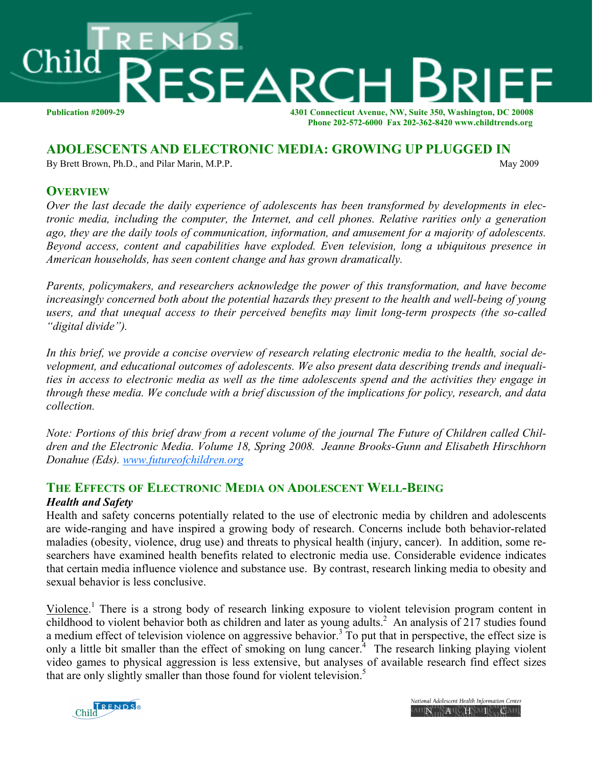# Child Trends RESEARCH BRIEF

**Publication #2009-29**

**4301 Connecticut Avenue, NW, Suite 350, Washington, DC 20008**
**Phone 202-572-6000 Fax 202-362-8420 www.childtrends.org**

## ADOLESCENTS AND ELECTRONIC MEDIA: GROWING UP PLUGGED IN

By Brett Brown, Ph.D., and Pilar Marin, M.P.P.

May 2009

## OVERVIEW

*Over the last decade the daily experience of adolescents has been transformed by developments in electronic media, including the computer, the Internet, and cell phones. Relative rarities only a generation ago, they are the daily tools of communication, information, and amusement for a majority of adolescents. Beyond access, content and capabilities have exploded. Even television, long a ubiquitous presence in American households, has seen content change and has grown dramatically.*

*Parents, policymakers, and researchers acknowledge the power of this transformation, and have become increasingly concerned both about the potential hazards they present to the health and well-being of young users, and that unequal access to their perceived benefits may limit long-term prospects (the so-called "digital divide").*

*In this brief, we provide a concise overview of research relating electronic media to the health, social development, and educational outcomes of adolescents. We also present data describing trends and inequalities in access to electronic media as well as the time adolescents spend and the activities they engage in through these media. We conclude with a brief discussion of the implications for policy, research, and data collection.*

*Note: Portions of this brief draw from a recent volume of the journal The Future of Children called Children and the Electronic Media. Volume 18, Spring 2008. Jeanne Brooks-Gunn and Elisabeth Hirschhorn Donahue (Eds). [www.futureofchildren.org](www.futureofchildren.org)*

## THE EFFECTS OF ELECTRONIC MEDIA ON ADOLESCENT WELL-BEING

### *Health and Safety*

Health and safety concerns potentially related to the use of electronic media by children and adolescents are wide-ranging and have inspired a growing body of research. Concerns include both behavior-related maladies (obesity, violence, drug use) and threats to physical health (injury, cancer). In addition, some researchers have examined health benefits related to electronic media use. Considerable evidence indicates that certain media influence violence and substance use. By contrast, research linking media to obesity and sexual behavior is less conclusive.

Violence.[1] There is a strong body of research linking exposure to violent television program content in childhood to violent behavior both as children and later as young adults.[2] An analysis of 217 studies found a medium effect of television violence on aggressive behavior.[3] To put that in perspective, the effect size is only a little bit smaller than the effect of smoking on lung cancer.[4] The research linking playing violent video games to physical aggression is less extensive, but analyses of available research find effect sizes that are only slightly smaller than those found for violent television.[5]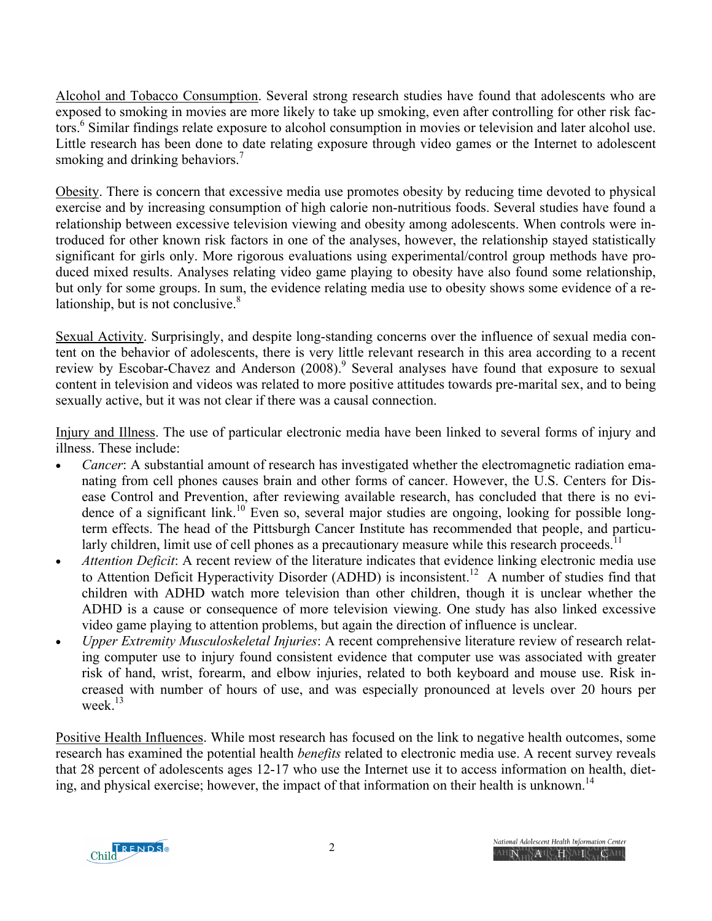Alcohol and Tobacco Consumption. Several strong research studies have found that adolescents who are exposed to smoking in movies are more likely to take up smoking, even after controlling for other risk factors.[6] Similar findings relate exposure to alcohol consumption in movies or television and later alcohol use. Little research has been done to date relating exposure through video games or the Internet to adolescent smoking and drinking behaviors.[7]

Obesity. There is concern that excessive media use promotes obesity by reducing time devoted to physical exercise and by increasing consumption of high calorie non-nutritious foods. Several studies have found a relationship between excessive television viewing and obesity among adolescents. When controls were introduced for other known risk factors in one of the analyses, however, the relationship stayed statistically significant for girls only. More rigorous evaluations using experimental/control group methods have produced mixed results. Analyses relating video game playing to obesity have also found some relationship, but only for some groups. In sum, the evidence relating media use to obesity shows some evidence of a relationship, but is not conclusive.[8]

Sexual Activity. Surprisingly, and despite long-standing concerns over the influence of sexual media content on the behavior of adolescents, there is very little relevant research in this area according to a recent review by Escobar-Chavez and Anderson (2008).[9] Several analyses have found that exposure to sexual content in television and videos was related to more positive attitudes towards pre-marital sex, and to being sexually active, but it was not clear if there was a causal connection.

Injury and Illness. The use of particular electronic media have been linked to several forms of injury and illness. These include:

- *Cancer*: A substantial amount of research has investigated whether the electromagnetic radiation emanating from cell phones causes brain and other forms of cancer. However, the U.S. Centers for Disease Control and Prevention, after reviewing available research, has concluded that there is no evidence of a significant link.[10] Even so, several major studies are ongoing, looking for possible long-term effects. The head of the Pittsburgh Cancer Institute has recommended that people, and particularly children, limit use of cell phones as a precautionary measure while this research proceeds.[11]
- *Attention Deficit*: A recent review of the literature indicates that evidence linking electronic media use to Attention Deficit Hyperactivity Disorder (ADHD) is inconsistent.[12] A number of studies find that children with ADHD watch more television than other children, though it is unclear whether the ADHD is a cause or consequence of more television viewing. One study has also linked excessive video game playing to attention problems, but again the direction of influence is unclear.
- *Upper Extremity Musculoskeletal Injuries*: A recent comprehensive literature review of research relating computer use to injury found consistent evidence that computer use was associated with greater risk of hand, wrist, forearm, and elbow injuries, related to both keyboard and mouse use. Risk increased with number of hours of use, and was especially pronounced at levels over 20 hours per week.[13]

Positive Health Influences. While most research has focused on the link to negative health outcomes, some research has examined the potential health *benefits* related to electronic media use. A recent survey reveals that 28 percent of adolescents ages 12-17 who use the Internet use it to access information on health, dieting, and physical exercise; however, the impact of that information on their health is unknown.[14]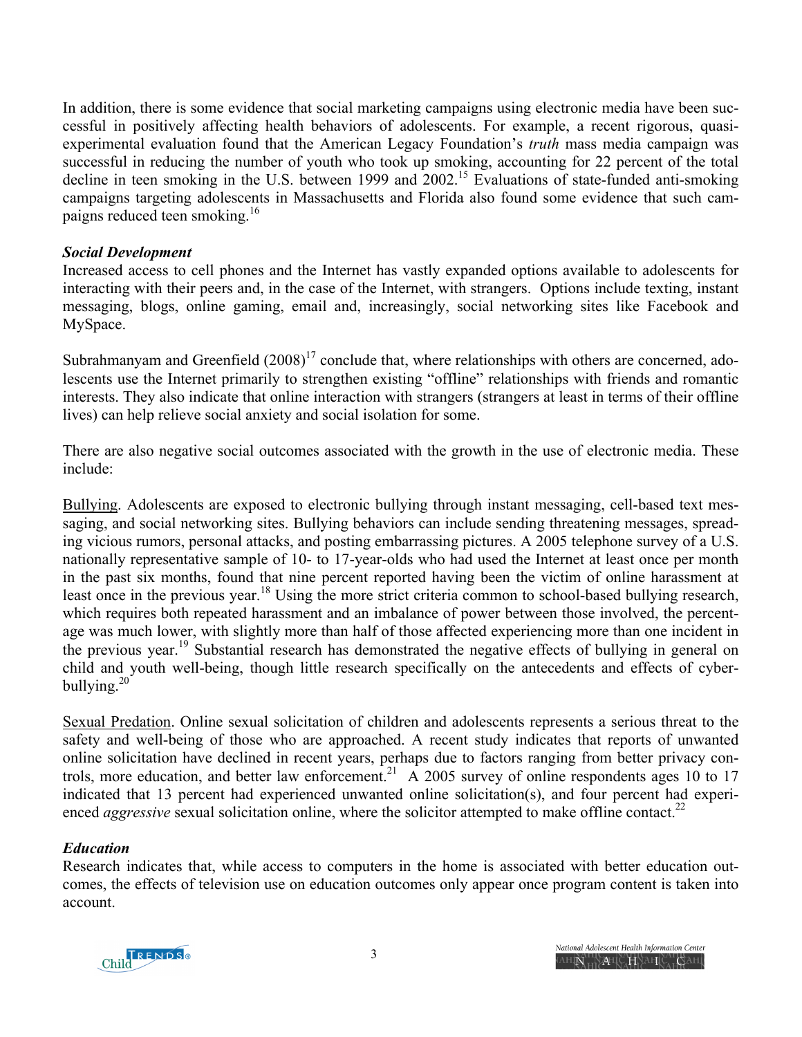In addition, there is some evidence that social marketing campaigns using electronic media have been successful in positively affecting health behaviors of adolescents. For example, a recent rigorous, quasi-experimental evaluation found that the American Legacy Foundation's *truth* mass media campaign was successful in reducing the number of youth who took up smoking, accounting for 22 percent of the total decline in teen smoking in the U.S. between 1999 and 2002.[15] Evaluations of state-funded anti-smoking campaigns targeting adolescents in Massachusetts and Florida also found some evidence that such campaigns reduced teen smoking.[16]

### *Social Development*

Increased access to cell phones and the Internet has vastly expanded options available to adolescents for interacting with their peers and, in the case of the Internet, with strangers. Options include texting, instant messaging, blogs, online gaming, email and, increasingly, social networking sites like Facebook and MySpace.

Subrahmanyam and Greenfield (2008)[17] conclude that, where relationships with others are concerned, adolescents use the Internet primarily to strengthen existing "offline" relationships with friends and romantic interests. They also indicate that online interaction with strangers (strangers at least in terms of their offline lives) can help relieve social anxiety and social isolation for some.

There are also negative social outcomes associated with the growth in the use of electronic media. These include:

<u>Bullying</u>. Adolescents are exposed to electronic bullying through instant messaging, cell-based text messaging, and social networking sites. Bullying behaviors can include sending threatening messages, spreading vicious rumors, personal attacks, and posting embarrassing pictures. A 2005 telephone survey of a U.S. nationally representative sample of 10- to 17-year-olds who had used the Internet at least once per month in the past six months, found that nine percent reported having been the victim of online harassment at least once in the previous year.[18] Using the more strict criteria common to school-based bullying research, which requires both repeated harassment and an imbalance of power between those involved, the percentage was much lower, with slightly more than half of those affected experiencing more than one incident in the previous year.[19] Substantial research has demonstrated the negative effects of bullying in general on child and youth well-being, though little research specifically on the antecedents and effects of cyber-bullying.[20]

<u>Sexual Predation</u>. Online sexual solicitation of children and adolescents represents a serious threat to the safety and well-being of those who are approached. A recent study indicates that reports of unwanted online solicitation have declined in recent years, perhaps due to factors ranging from better privacy controls, more education, and better law enforcement.[21] A 2005 survey of online respondents ages 10 to 17 indicated that 13 percent had experienced unwanted online solicitation(s), and four percent had experienced *aggressive* sexual solicitation online, where the solicitor attempted to make offline contact.[22]

### *Education*

Research indicates that, while access to computers in the home is associated with better education outcomes, the effects of television use on education outcomes only appear once program content is taken into account.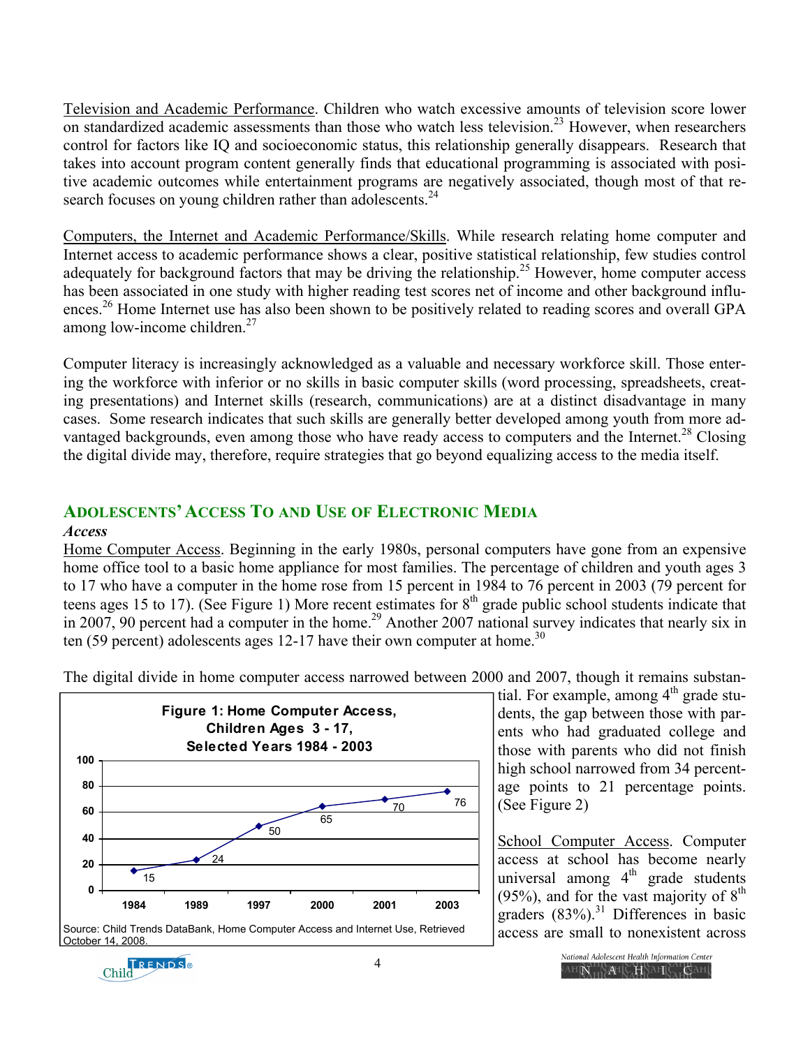Television and Academic Performance. Children who watch excessive amounts of television score lower on standardized academic assessments than those who watch less television.[23] However, when researchers control for factors like IQ and socioeconomic status, this relationship generally disappears. Research that takes into account program content generally finds that educational programming is associated with positive academic outcomes while entertainment programs are negatively associated, though most of that research focuses on young children rather than adolescents.[24]

Computers, the Internet and Academic Performance/Skills. While research relating home computer and Internet access to academic performance shows a clear, positive statistical relationship, few studies control adequately for background factors that may be driving the relationship.[25] However, home computer access has been associated in one study with higher reading test scores net of income and other background influences.[26] Home Internet use has also been shown to be positively related to reading scores and overall GPA among low-income children.[27]

Computer literacy is increasingly acknowledged as a valuable and necessary workforce skill. Those entering the workforce with inferior or no skills in basic computer skills (word processing, spreadsheets, creating presentations) and Internet skills (research, communications) are at a distinct disadvantage in many cases. Some research indicates that such skills are generally better developed among youth from more advantaged backgrounds, even among those who have ready access to computers and the Internet.[28] Closing the digital divide may, therefore, require strategies that go beyond equalizing access to the media itself.

## Adolescents' Access To and Use of Electronic Media

### *Access*

Home Computer Access. Beginning in the early 1980s, personal computers have gone from an expensive home office tool to a basic home appliance for most families. The percentage of children and youth ages 3 to 17 who have a computer in the home rose from 15 percent in 1984 to 76 percent in 2003 (79 percent for teens ages 15 to 17). (See Figure 1) More recent estimates for 8th grade public school students indicate that in 2007, 90 percent had a computer in the home.[29] Another 2007 national survey indicates that nearly six in ten (59 percent) adolescents ages 12-17 have their own computer at home.[30]

The digital divide in home computer access narrowed between 2000 and 2007, though it remains substantial. For example, among 4th grade students, the gap between those with parents who had graduated college and those with parents who did not finish high school narrowed from 34 percentage points to 21 percentage points. (See Figure 2)

**Figure 1: Home Computer Access, Children Ages 3 - 17, Selected Years 1984 - 2003**

| Year | Percent |
|---|---|
| 1984 | 15 |
| 1989 | 24 |
| 1997 | 50 |
| 2000 | 65 |
| 2001 | 70 |
| 2003 | 76 |

Source: Child Trends DataBank, Home Computer Access and Internet Use, Retrieved October 14, 2008.

School Computer Access. Computer access at school has become nearly universal among 4th grade students (95%), and for the vast majority of 8th graders (83%).[31] Differences in basic access are small to nonexistent across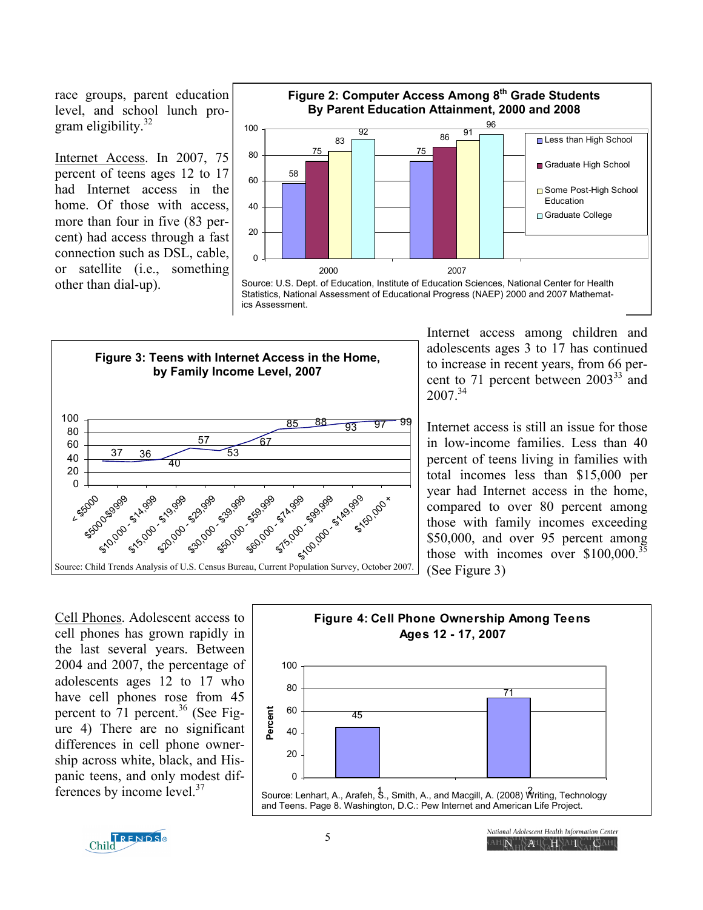race groups, parent education level, and school lunch program eligibility.[32]

Internet Access. In 2007, 75 percent of teens ages 12 to 17 had Internet access in the home. Of those with access, more than four in five (83 percent) had access through a fast connection such as DSL, cable, or satellite (i.e., something other than dial-up).

**Figure 2: Computer Access Among 8th Grade Students By Parent Education Attainment, 2000 and 2008**

| | 2000 | 2007 |
|---|---|---|
| Less than High School | 58 | 75 |
| Graduate High School | 75 | 86 |
| Some Post-High School Education | 83 | 91 |
| Graduate College | 92 | 96 |

Source: U.S. Dept. of Education, Institute of Education Sciences, National Center for Health Statistics, National Assessment of Educational Progress (NAEP) 2000 and 2007 Mathematics Assessment.

Internet access among children and adolescents ages 3 to 17 has continued to increase in recent years, from 66 percent to 71 percent between 2003[33] and 2007.[34]

Internet access is still an issue for those in low-income families. Less than 40 percent of teens living in families with total incomes less than $15,000 per year had Internet access in the home, compared to over 80 percent among those with family incomes exceeding $50,000, and over 95 percent among those with incomes over $100,000.[35] (See Figure 3)

**Figure 3: Teens with Internet Access in the Home, by Family Income Level, 2007**

| Family Income | Percent |
|---|---|
| < $5000 | 37 |
| $5000-$9999 | 36 |
| $10,000 - $14,999 | 40 |
| $15,000 - $19,999 | 57 |
| $20,000 - $29,999 | 53 |
| $30,000 - $39,999 | 67 |
| $50,000 - $59,999 | 85 |
| $60,000 - $74,999 | 88 |
| $75,000 - $99,999 | 93 |
| $100,000 - $149,999 | 97 |
| $150,000 + | 99 |

Source: Child Trends Analysis of U.S. Census Bureau, Current Population Survey, October 2007.

Cell Phones. Adolescent access to cell phones has grown rapidly in the last several years. Between 2004 and 2007, the percentage of adolescents ages 12 to 17 who have cell phones rose from 45 percent to 71 percent.[36] (See Figure 4) There are no significant differences in cell phone ownership across white, black, and Hispanic teens, and only modest differences by income level.[37]

**Figure 4: Cell Phone Ownership Among Teens Ages 12 - 17, 2007**

| | Percent |
|---|---|
| 1 | 45 |
| 2 | 71 |

Source: Lenhart, A., Arafeh, S., Smith, A., and Macgill, A. (2008) Writing, Technology and Teens. Page 8. Washington, D.C.: Pew Internet and American Life Project.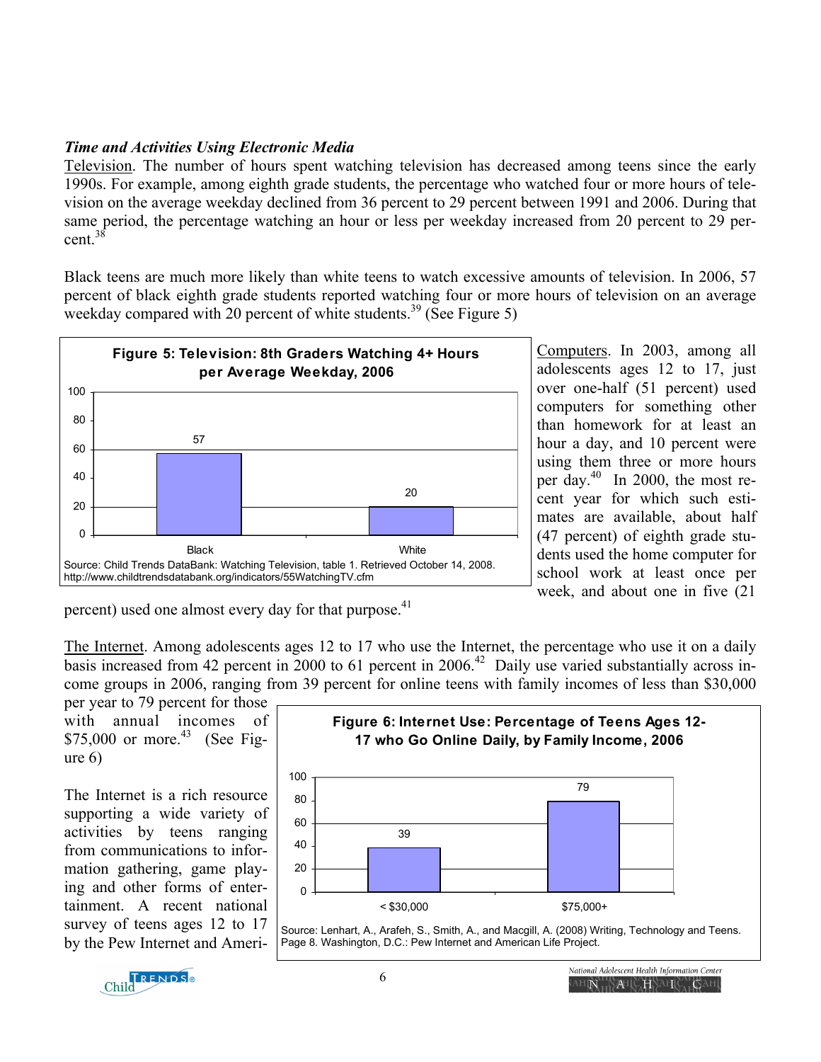### *Time and Activities Using Electronic Media*

Television. The number of hours spent watching television has decreased among teens since the early 1990s. For example, among eighth grade students, the percentage who watched four or more hours of television on the average weekday declined from 36 percent to 29 percent between 1991 and 2006. During that same period, the percentage watching an hour or less per weekday increased from 20 percent to 29 percent.[38]

Black teens are much more likely than white teens to watch excessive amounts of television. In 2006, 57 percent of black eighth grade students reported watching four or more hours of television on an average weekday compared with 20 percent of white students.[39] (See Figure 5)

**Figure 5: Television: 8th Graders Watching 4+ Hours per Average Weekday, 2006**

| | Black | White |
|---|---|---|
| Percent | 57 | 20 |

Source: Child Trends DataBank: Watching Television, table 1. Retrieved October 14, 2008. http://www.childtrendsdatabank.org/indicators/55WatchingTV.cfm

Computers. In 2003, among all adolescents ages 12 to 17, just over one-half (51 percent) used computers for something other than homework for at least an hour a day, and 10 percent were using them three or more hours per day.[40] In 2000, the most recent year for which such estimates are available, about half (47 percent) of eighth grade students used the home computer for school work at least once per week, and about one in five (21 percent) used one almost every day for that purpose.[41]

The Internet. Among adolescents ages 12 to 17 who use the Internet, the percentage who use it on a daily basis increased from 42 percent in 2000 to 61 percent in 2006.[42] Daily use varied substantially across income groups in 2006, ranging from 39 percent for online teens with family incomes of less than $30,000 per year to 79 percent for those with annual incomes of $75,000 or more.[43] (See Figure 6)

**Figure 6: Internet Use: Percentage of Teens Ages 12-17 who Go Online Daily, by Family Income, 2006**

| | < $30,000 | $75,000+ |
|---|---|---|
| Percent | 39 | 79 |

Source: Lenhart, A., Arafeh, S., Smith, A., and Macgill, A. (2008) Writing, Technology and Teens. Page 8. Washington, D.C.: Pew Internet and American Life Project.

The Internet is a rich resource supporting a wide variety of activities by teens ranging from communications to information gathering, game playing and other forms of entertainment. A recent national survey of teens ages 12 to 17 by the Pew Internet and Ameri-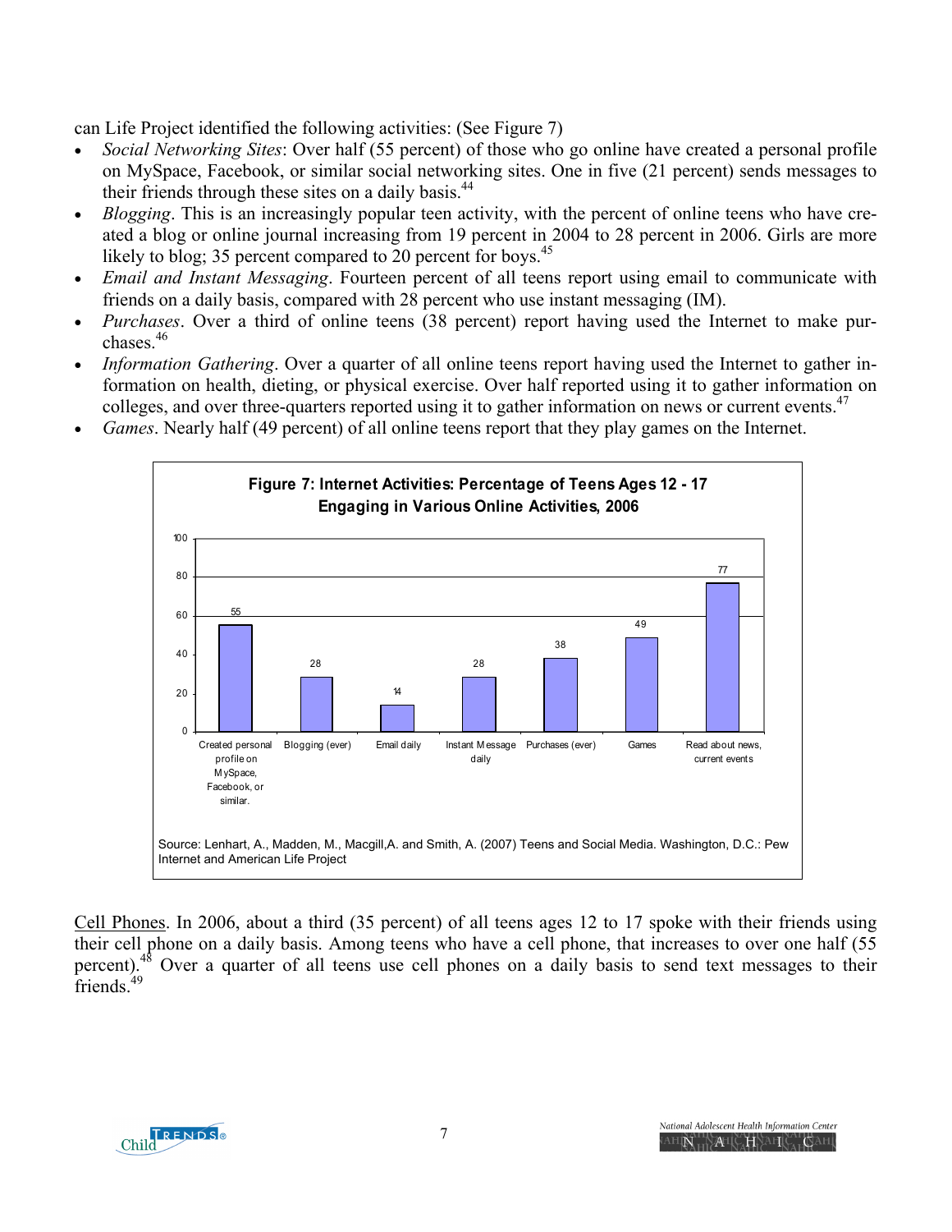can Life Project identified the following activities: (See Figure 7)

- *Social Networking Sites*: Over half (55 percent) of those who go online have created a personal profile on MySpace, Facebook, or similar social networking sites. One in five (21 percent) sends messages to their friends through these sites on a daily basis.[44]
- *Blogging*. This is an increasingly popular teen activity, with the percent of online teens who have created a blog or online journal increasing from 19 percent in 2004 to 28 percent in 2006. Girls are more likely to blog; 35 percent compared to 20 percent for boys.[45]
- *Email and Instant Messaging*. Fourteen percent of all teens report using email to communicate with friends on a daily basis, compared with 28 percent who use instant messaging (IM).
- *Purchases*. Over a third of online teens (38 percent) report having used the Internet to make purchases.[46]
- *Information Gathering*. Over a quarter of all online teens report having used the Internet to gather information on health, dieting, or physical exercise. Over half reported using it to gather information on colleges, and over three-quarters reported using it to gather information on news or current events.[47]
- *Games*. Nearly half (49 percent) of all online teens report that they play games on the Internet.

**Figure 7: Internet Activities: Percentage of Teens Ages 12 - 17 Engaging in Various Online Activities, 2006**

| Activity | Percent |
|---|---|
| Created personal profile on MySpace, Facebook, or similar. | 55 |
| Blogging (ever) | 28 |
| Email daily | 14 |
| Instant Message daily | 28 |
| Purchases (ever) | 38 |
| Games | 49 |
| Read about news, current events | 77 |

Source: Lenhart, A., Madden, M., Macgill,A. and Smith, A. (2007) Teens and Social Media. Washington, D.C.: Pew Internet and American Life Project

<u>Cell Phones</u>. In 2006, about a third (35 percent) of all teens ages 12 to 17 spoke with their friends using their cell phone on a daily basis. Among teens who have a cell phone, that increases to over one half (55 percent).[48] Over a quarter of all teens use cell phones on a daily basis to send text messages to their friends.[49]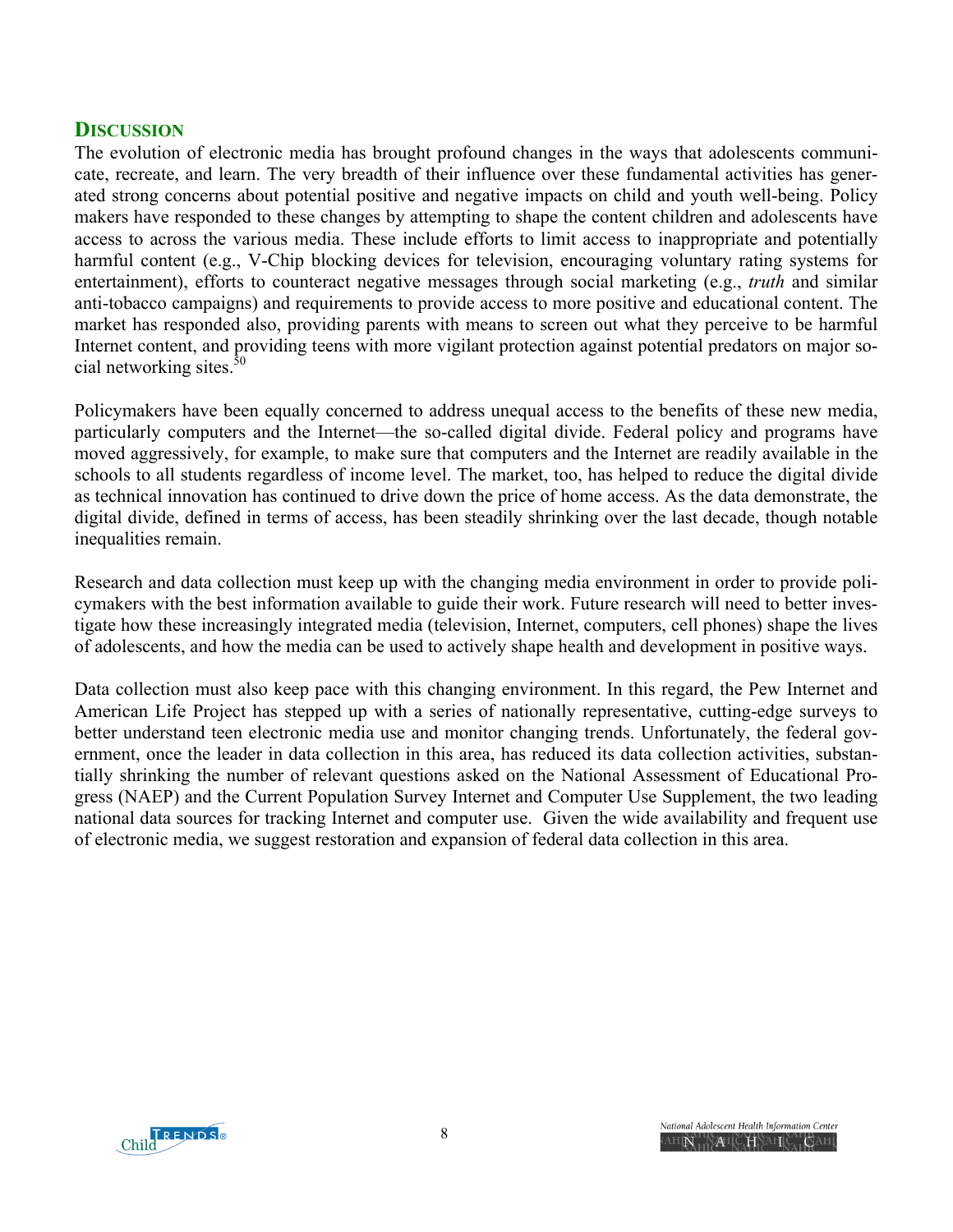## Discussion

The evolution of electronic media has brought profound changes in the ways that adolescents communicate, recreate, and learn. The very breadth of their influence over these fundamental activities has generated strong concerns about potential positive and negative impacts on child and youth well-being. Policy makers have responded to these changes by attempting to shape the content children and adolescents have access to across the various media. These include efforts to limit access to inappropriate and potentially harmful content (e.g., V-Chip blocking devices for television, encouraging voluntary rating systems for entertainment), efforts to counteract negative messages through social marketing (e.g., *truth* and similar anti-tobacco campaigns) and requirements to provide access to more positive and educational content. The market has responded also, providing parents with means to screen out what they perceive to be harmful Internet content, and providing teens with more vigilant protection against potential predators on major social networking sites.[50]

Policymakers have been equally concerned to address unequal access to the benefits of these new media, particularly computers and the Internet—the so-called digital divide. Federal policy and programs have moved aggressively, for example, to make sure that computers and the Internet are readily available in the schools to all students regardless of income level. The market, too, has helped to reduce the digital divide as technical innovation has continued to drive down the price of home access. As the data demonstrate, the digital divide, defined in terms of access, has been steadily shrinking over the last decade, though notable inequalities remain.

Research and data collection must keep up with the changing media environment in order to provide policymakers with the best information available to guide their work. Future research will need to better investigate how these increasingly integrated media (television, Internet, computers, cell phones) shape the lives of adolescents, and how the media can be used to actively shape health and development in positive ways.

Data collection must also keep pace with this changing environment. In this regard, the Pew Internet and American Life Project has stepped up with a series of nationally representative, cutting-edge surveys to better understand teen electronic media use and monitor changing trends. Unfortunately, the federal government, once the leader in data collection in this area, has reduced its data collection activities, substantially shrinking the number of relevant questions asked on the National Assessment of Educational Progress (NAEP) and the Current Population Survey Internet and Computer Use Supplement, the two leading national data sources for tracking Internet and computer use. Given the wide availability and frequent use of electronic media, we suggest restoration and expansion of federal data collection in this area.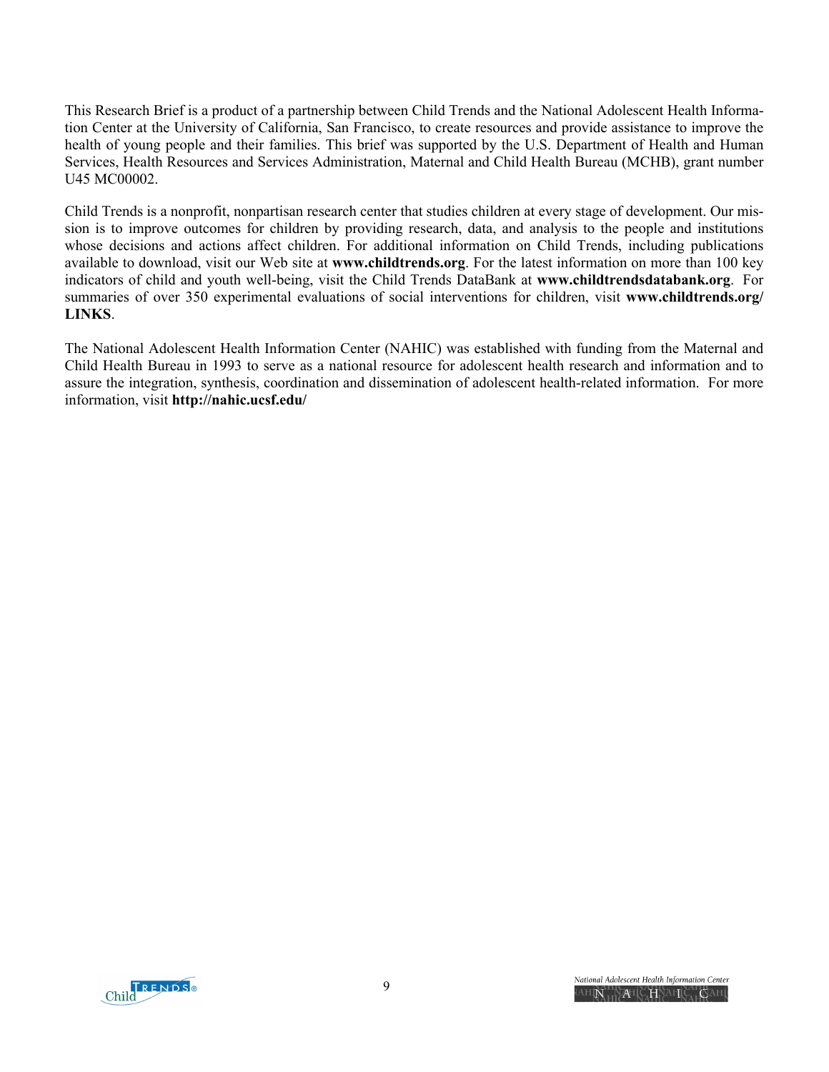This Research Brief is a product of a partnership between Child Trends and the National Adolescent Health Information Center at the University of California, San Francisco, to create resources and provide assistance to improve the health of young people and their families. This brief was supported by the U.S. Department of Health and Human Services, Health Resources and Services Administration, Maternal and Child Health Bureau (MCHB), grant number U45 MC00002.

Child Trends is a nonprofit, nonpartisan research center that studies children at every stage of development. Our mission is to improve outcomes for children by providing research, data, and analysis to the people and institutions whose decisions and actions affect children. For additional information on Child Trends, including publications available to download, visit our Web site at **www.childtrends.org**. For the latest information on more than 100 key indicators of child and youth well-being, visit the Child Trends DataBank at **www.childtrendsdatabank.org**. For summaries of over 350 experimental evaluations of social interventions for children, visit **www.childtrends.org/LINKS**.

The National Adolescent Health Information Center (NAHIC) was established with funding from the Maternal and Child Health Bureau in 1993 to serve as a national resource for adolescent health research and information and to assure the integration, synthesis, coordination and dissemination of adolescent health-related information. For more information, visit **http://nahic.ucsf.edu/**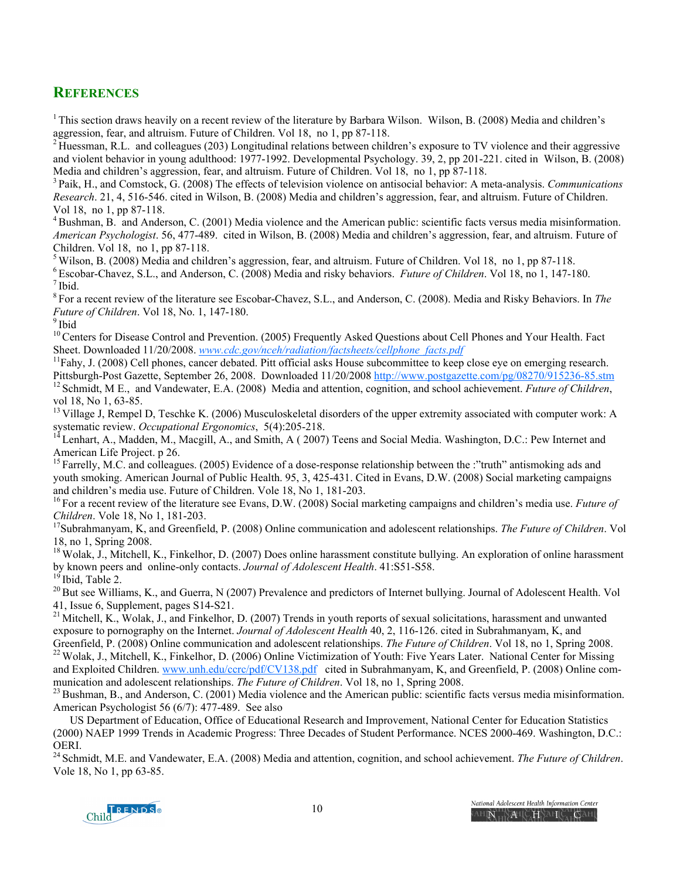## REFERENCES

[1] This section draws heavily on a recent review of the literature by Barbara Wilson. Wilson, B. (2008) Media and children's aggression, fear, and altruism. Future of Children. Vol 18, no 1, pp 87-118.
[2] Huessman, R.L. and colleagues (203) Longitudinal relations between children's exposure to TV violence and their aggressive and violent behavior in young adulthood: 1977-1992. Developmental Psychology. 39, 2, pp 201-221. cited in Wilson, B. (2008) Media and children's aggression, fear, and altruism. Future of Children. Vol 18, no 1, pp 87-118.
[3] Paik, H., and Comstock, G. (2008) The effects of television violence on antisocial behavior: A meta-analysis. *Communications Research*. 21, 4, 516-546. cited in Wilson, B. (2008) Media and children's aggression, fear, and altruism. Future of Children. Vol 18, no 1, pp 87-118.
[4] Bushman, B. and Anderson, C. (2001) Media violence and the American public: scientific facts versus media misinformation. *American Psychologist*. 56, 477-489. cited in Wilson, B. (2008) Media and children's aggression, fear, and altruism. Future of Children. Vol 18, no 1, pp 87-118.
[5] Wilson, B. (2008) Media and children's aggression, fear, and altruism. Future of Children. Vol 18, no 1, pp 87-118.
[6] Escobar-Chavez, S.L., and Anderson, C. (2008) Media and risky behaviors. *Future of Children*. Vol 18, no 1, 147-180.
[7] Ibid.
[8] For a recent review of the literature see Escobar-Chavez, S.L., and Anderson, C. (2008). Media and Risky Behaviors. In *The Future of Children*. Vol 18, No. 1, 147-180.
[9] Ibid
[10] Centers for Disease Control and Prevention. (2005) Frequently Asked Questions about Cell Phones and Your Health. Fact Sheet. Downloaded 11/20/2008. *www.cdc.gov/nceh/radiation/factsheets/cellphone_facts.pdf*
[11] Fahy, J. (2008) Cell phones, cancer debated. Pitt official asks House subcommittee to keep close eye on emerging research. Pittsburgh-Post Gazette, September 26, 2008. Downloaded 11/20/2008 http://www.postgazette.com/pg/08270/915236-85.stm
[12] Schmidt, M E., and Vandewater, E.A. (2008) Media and attention, cognition, and school achievement. *Future of Children*, vol 18, No 1, 63-85.
[13] Village J, Rempel D, Teschke K. (2006) Musculoskeletal disorders of the upper extremity associated with computer work: A systematic review. *Occupational Ergonomics*, 5(4):205-218.
[14] Lenhart, A., Madden, M., Macgill, A., and Smith, A ( 2007) Teens and Social Media. Washington, D.C.: Pew Internet and American Life Project. p 26.
[15] Farrelly, M.C. and colleagues. (2005) Evidence of a dose-response relationship between the :"truth" antismoking ads and youth smoking. American Journal of Public Health. 95, 3, 425-431. Cited in Evans, D.W. (2008) Social marketing campaigns and children's media use. Future of Children. Vole 18, No 1, 181-203.
[16] For a recent review of the literature see Evans, D.W. (2008) Social marketing campaigns and children's media use. *Future of Children*. Vole 18, No 1, 181-203.
[17] Subrahmanyam, K, and Greenfield, P. (2008) Online communication and adolescent relationships. *The Future of Children*. Vol 18, no 1, Spring 2008.
[18] Wolak, J., Mitchell, K., Finkelhor, D. (2007) Does online harassment constitute bullying. An exploration of online harassment by known peers and online-only contacts. *Journal of Adolescent Health*. 41:S51-S58.
[19] Ibid, Table 2.
[20] But see Williams, K., and Guerra, N (2007) Prevalence and predictors of Internet bullying. Journal of Adolescent Health. Vol 41, Issue 6, Supplement, pages S14-S21.
[21] Mitchell, K., Wolak, J., and Finkelhor, D. (2007) Trends in youth reports of sexual solicitations, harassment and unwanted exposure to pornography on the Internet. *Journal of Adolescent Health* 40, 2, 116-126. cited in Subrahmanyam, K, and Greenfield, P. (2008) Online communication and adolescent relationships. *The Future of Children*. Vol 18, no 1, Spring 2008.
[22] Wolak, J., Mitchell, K., Finkelhor, D. (2006) Online Victimization of Youth: Five Years Later. National Center for Missing and Exploited Children. www.unh.edu/ccrc/pdf/CV138.pdf cited in Subrahmanyam, K, and Greenfield, P. (2008) Online communication and adolescent relationships. *The Future of Children*. Vol 18, no 1, Spring 2008.
[23] Bushman, B., and Anderson, C. (2001) Media violence and the American public: scientific facts versus media misinformation. American Psychologist 56 (6/7): 477-489. See also

US Department of Education, Office of Educational Research and Improvement, National Center for Education Statistics (2000) NAEP 1999 Trends in Academic Progress: Three Decades of Student Performance. NCES 2000-469. Washington, D.C.: OERI.

[24] Schmidt, M.E. and Vandewater, E.A. (2008) Media and attention, cognition, and school achievement. *The Future of Children*. Vole 18, No 1, pp 63-85.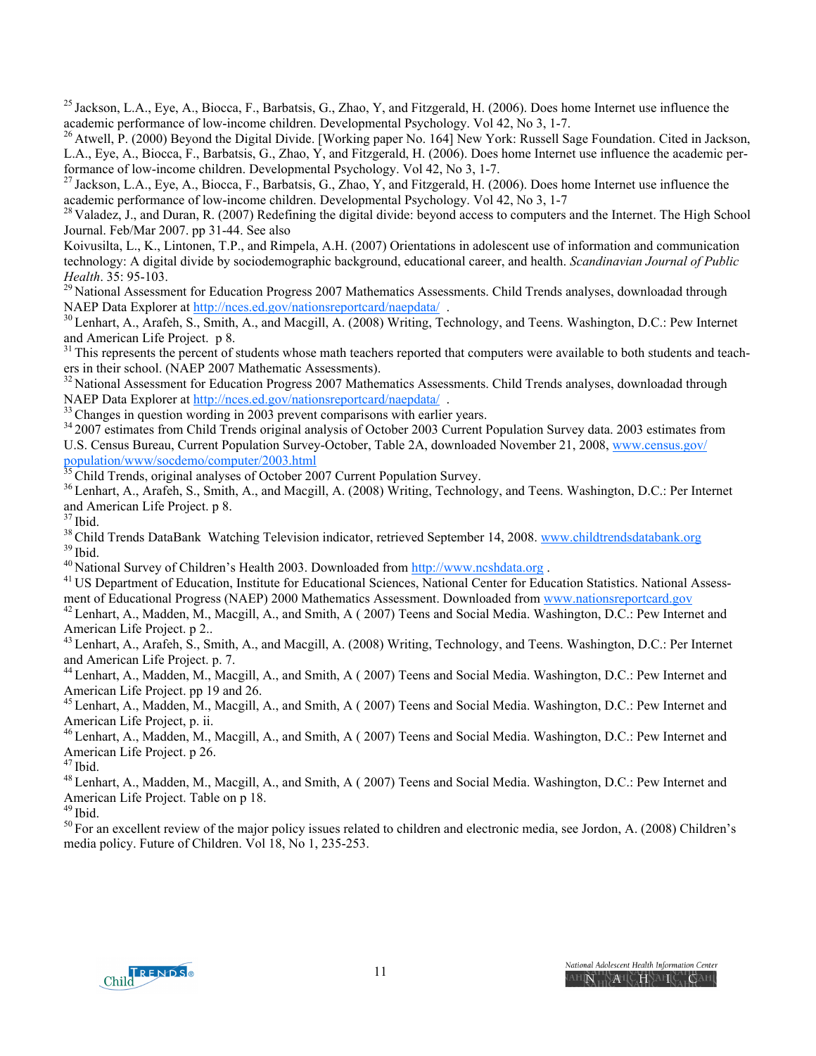[25] Jackson, L.A., Eye, A., Biocca, F., Barbatsis, G., Zhao, Y, and Fitzgerald, H. (2006). Does home Internet use influence the academic performance of low-income children. Developmental Psychology. Vol 42, No 3, 1-7.

[26] Atwell, P. (2000) Beyond the Digital Divide. [Working paper No. 164] New York: Russell Sage Foundation. Cited in Jackson, L.A., Eye, A., Biocca, F., Barbatsis, G., Zhao, Y, and Fitzgerald, H. (2006). Does home Internet use influence the academic performance of low-income children. Developmental Psychology. Vol 42, No 3, 1-7.

[27] Jackson, L.A., Eye, A., Biocca, F., Barbatsis, G., Zhao, Y, and Fitzgerald, H. (2006). Does home Internet use influence the academic performance of low-income children. Developmental Psychology. Vol 42, No 3, 1-7

[28] Valadez, J., and Duran, R. (2007) Redefining the digital divide: beyond access to computers and the Internet. The High School Journal. Feb/Mar 2007. pp 31-44. See also
Koivusilta, L., K., Lintonen, T.P., and Rimpela, A.H. (2007) Orientations in adolescent use of information and communication technology: A digital divide by sociodemographic background, educational career, and health. *Scandinavian Journal of Public Health*. 35: 95-103.

[29] National Assessment for Education Progress 2007 Mathematics Assessments. Child Trends analyses, downloadad through NAEP Data Explorer at http://nces.ed.gov/nationsreportcard/naepdata/ .

[30] Lenhart, A., Arafeh, S., Smith, A., and Macgill, A. (2008) Writing, Technology, and Teens. Washington, D.C.: Pew Internet and American Life Project. p 8.

[31] This represents the percent of students whose math teachers reported that computers were available to both students and teachers in their school. (NAEP 2007 Mathematic Assessments).

[32] National Assessment for Education Progress 2007 Mathematics Assessments. Child Trends analyses, downloadad through NAEP Data Explorer at http://nces.ed.gov/nationsreportcard/naepdata/ .

[33] Changes in question wording in 2003 prevent comparisons with earlier years.

[34] 2007 estimates from Child Trends original analysis of October 2003 Current Population Survey data. 2003 estimates from U.S. Census Bureau, Current Population Survey-October, Table 2A, downloaded November 21, 2008, www.census.gov/population/www/socdemo/computer/2003.html

[35] Child Trends, original analyses of October 2007 Current Population Survey.

[36] Lenhart, A., Arafeh, S., Smith, A., and Macgill, A. (2008) Writing, Technology, and Teens. Washington, D.C.: Per Internet and American Life Project. p 8.

[37] Ibid.

[38] Child Trends DataBank Watching Television indicator, retrieved September 14, 2008. www.childtrendsdatabank.org

[39] Ibid.

[40] National Survey of Children's Health 2003. Downloaded from http://www.ncshdata.org .

[41] US Department of Education, Institute for Educational Sciences, National Center for Education Statistics. National Assessment of Educational Progress (NAEP) 2000 Mathematics Assessment. Downloaded from www.nationsreportcard.gov

[42] Lenhart, A., Madden, M., Macgill, A., and Smith, A ( 2007) Teens and Social Media. Washington, D.C.: Pew Internet and American Life Project. p 2..

[43] Lenhart, A., Arafeh, S., Smith, A., and Macgill, A. (2008) Writing, Technology, and Teens. Washington, D.C.: Per Internet and American Life Project. p. 7.

[44] Lenhart, A., Madden, M., Macgill, A., and Smith, A ( 2007) Teens and Social Media. Washington, D.C.: Pew Internet and American Life Project. pp 19 and 26.

[45] Lenhart, A., Madden, M., Macgill, A., and Smith, A ( 2007) Teens and Social Media. Washington, D.C.: Pew Internet and American Life Project, p. ii.

[46] Lenhart, A., Madden, M., Macgill, A., and Smith, A ( 2007) Teens and Social Media. Washington, D.C.: Pew Internet and American Life Project. p 26.

[47] Ibid.

[48] Lenhart, A., Madden, M., Macgill, A., and Smith, A ( 2007) Teens and Social Media. Washington, D.C.: Pew Internet and American Life Project. Table on p 18.

[49] Ibid.

[50] For an excellent review of the major policy issues related to children and electronic media, see Jordon, A. (2008) Children's media policy. Future of Children. Vol 18, No 1, 235-253.